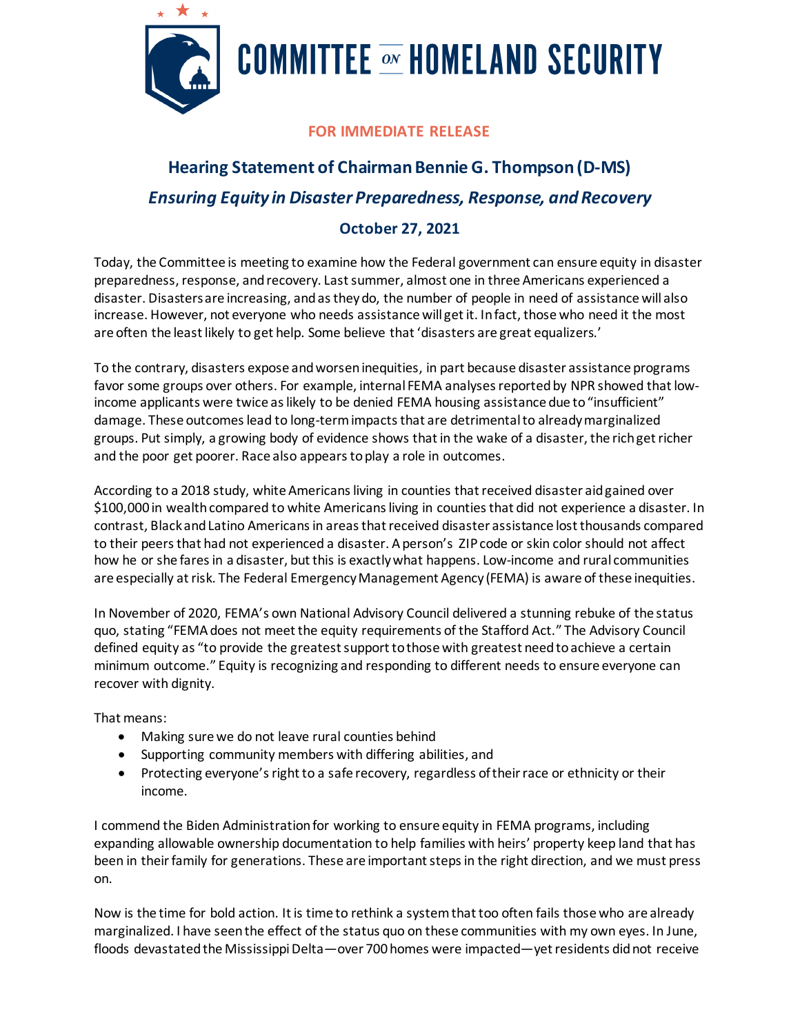# COMMITTEE ON HOMELAND SECURITY

**FOR IMMEDIATE RELEASE**

## Hearing Statement of Chairman Bennie G. Thompson (D-MS)

### *Ensuring Equity in Disaster Preparedness, Response, and Recovery*

### October 27, 2021

Today, the Committee is meeting to examine how the Federal government can ensure equity in disaster preparedness, response, and recovery. Last summer, almost one in three Americans experienced a disaster. Disasters are increasing, and as they do, the number of people in need of assistance will also increase. However, not everyone who needs assistance will get it. In fact, those who need it the most are often the least likely to get help. Some believe that 'disasters are great equalizers.'

To the contrary, disasters expose and worsen inequities, in part because disaster assistance programs favor some groups over others. For example, internal FEMA analyses reported by NPR showed that low-income applicants were twice as likely to be denied FEMA housing assistance due to "insufficient" damage. These outcomes lead to long-term impacts that are detrimental to already marginalized groups. Put simply, a growing body of evidence shows that in the wake of a disaster, the rich get richer and the poor get poorer. Race also appears to play a role in outcomes.

According to a 2018 study, white Americans living in counties that received disaster aid gained over $100,000 in wealth compared to white Americans living in counties that did not experience a disaster. In contrast, Black and Latino Americans in areas that received disaster assistance lost thousands compared to their peers that had not experienced a disaster. A person's ZIP code or skin color should not affect how he or she fares in a disaster, but this is exactly what happens. Low-income and rural communities are especially at risk. The Federal Emergency Management Agency (FEMA) is aware of these inequities.

In November of 2020, FEMA's own National Advisory Council delivered a stunning rebuke of the status quo, stating "FEMA does not meet the equity requirements of the Stafford Act." The Advisory Council defined equity as "to provide the greatest support to those with greatest need to achieve a certain minimum outcome." Equity is recognizing and responding to different needs to ensure everyone can recover with dignity.

That means:

- Making sure we do not leave rural counties behind
- Supporting community members with differing abilities, and
- Protecting everyone's right to a safe recovery, regardless of their race or ethnicity or their income.

I commend the Biden Administration for working to ensure equity in FEMA programs, including expanding allowable ownership documentation to help families with heirs' property keep land that has been in their family for generations. These are important steps in the right direction, and we must press on.

Now is the time for bold action. It is time to rethink a system that too often fails those who are already marginalized. I have seen the effect of the status quo on these communities with my own eyes. In June, floods devastated the Mississippi Delta—over 700 homes were impacted—yet residents did not receive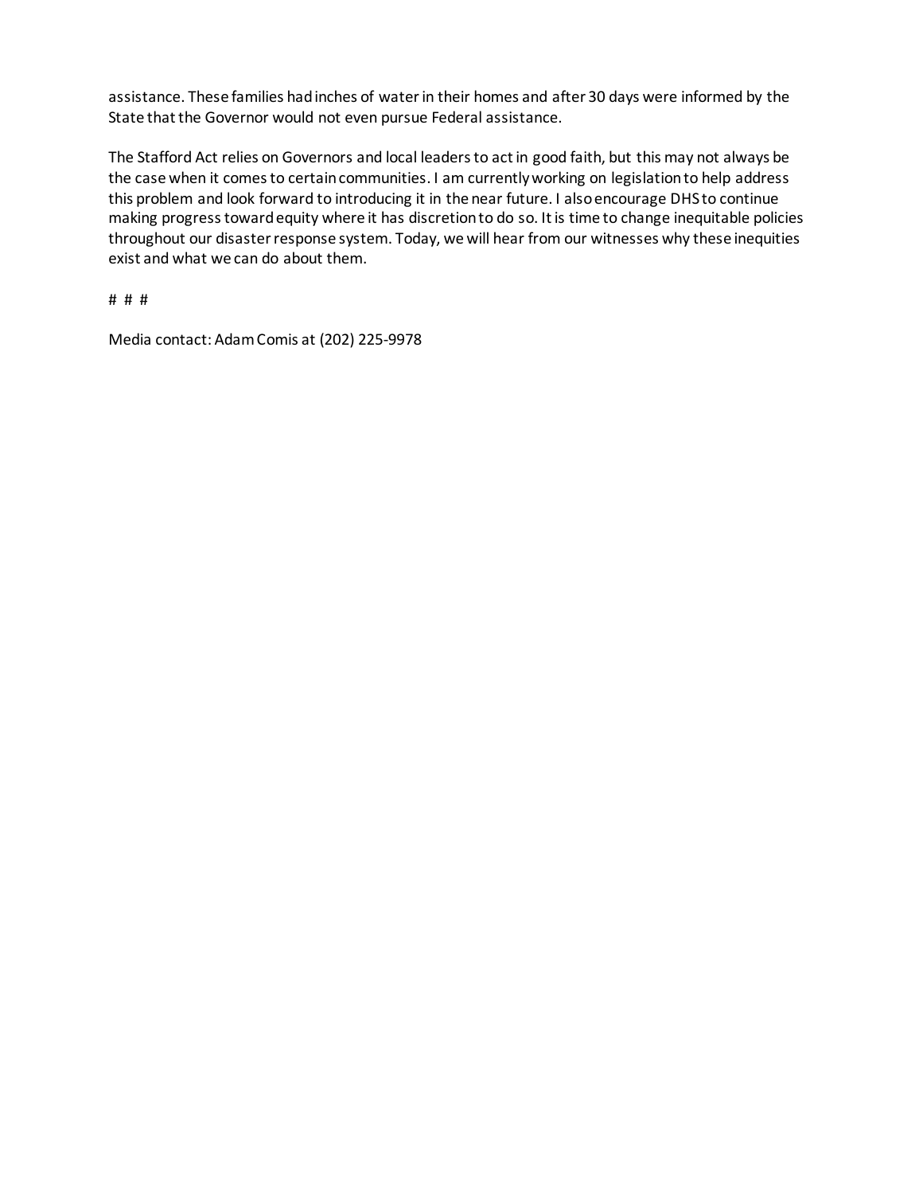assistance. These families had inches of water in their homes and after 30 days were informed by the State that the Governor would not even pursue Federal assistance.

The Stafford Act relies on Governors and local leaders to act in good faith, but this may not always be the case when it comes to certain communities. I am currently working on legislation to help address this problem and look forward to introducing it in the near future. I also encourage DHS to continue making progress toward equity where it has discretion to do so. It is time to change inequitable policies throughout our disaster response system. Today, we will hear from our witnesses why these inequities exist and what we can do about them.

# # #

Media contact: Adam Comis at (202) 225-9978